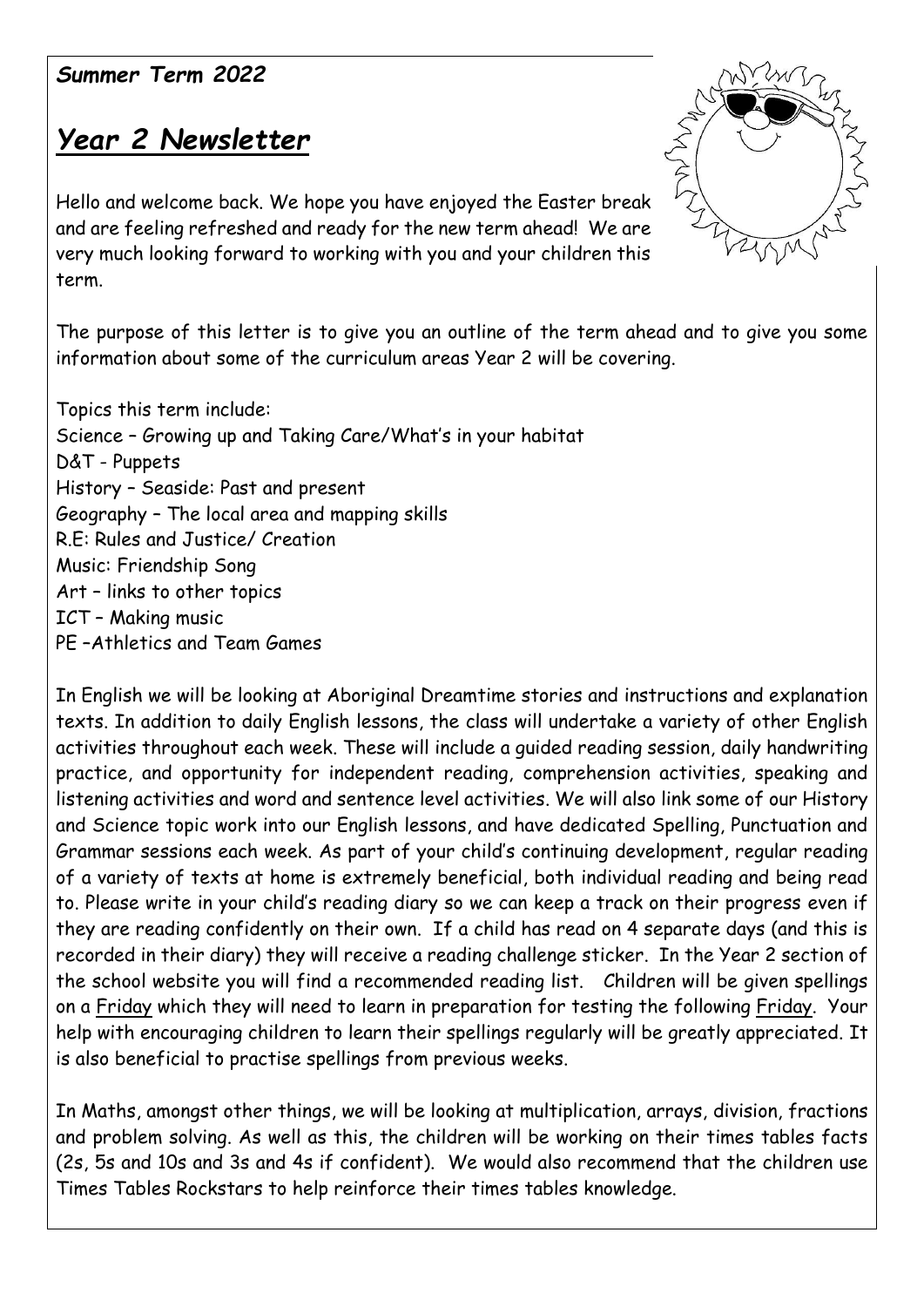***Summer Term 2022***

# ***Year 2 Newsletter***

Hello and welcome back. We hope you have enjoyed the Easter break and are feeling refreshed and ready for the new term ahead! We are very much looking forward to working with you and your children this term.

The purpose of this letter is to give you an outline of the term ahead and to give you some information about some of the curriculum areas Year 2 will be covering.

Topics this term include:
Science – Growing up and Taking Care/What's in your habitat
D&T - Puppets
History – Seaside: Past and present
Geography – The local area and mapping skills
R.E: Rules and Justice/ Creation
Music: Friendship Song
Art – links to other topics
ICT – Making music
PE –Athletics and Team Games

In English we will be looking at Aboriginal Dreamtime stories and instructions and explanation texts. In addition to daily English lessons, the class will undertake a variety of other English activities throughout each week. These will include a guided reading session, daily handwriting practice, and opportunity for independent reading, comprehension activities, speaking and listening activities and word and sentence level activities. We will also link some of our History and Science topic work into our English lessons, and have dedicated Spelling, Punctuation and Grammar sessions each week. As part of your child's continuing development, regular reading of a variety of texts at home is extremely beneficial, both individual reading and being read to. Please write in your child's reading diary so we can keep a track on their progress even if they are reading confidently on their own. If a child has read on 4 separate days (and this is recorded in their diary) they will receive a reading challenge sticker. In the Year 2 section of the school website you will find a recommended reading list. Children will be given spellings on a <u>Friday</u> which they will need to learn in preparation for testing the following <u>Friday</u>. Your help with encouraging children to learn their spellings regularly will be greatly appreciated. It is also beneficial to practise spellings from previous weeks.

In Maths, amongst other things, we will be looking at multiplication, arrays, division, fractions and problem solving. As well as this, the children will be working on their times tables facts (2s, 5s and 10s and 3s and 4s if confident). We would also recommend that the children use Times Tables Rockstars to help reinforce their times tables knowledge.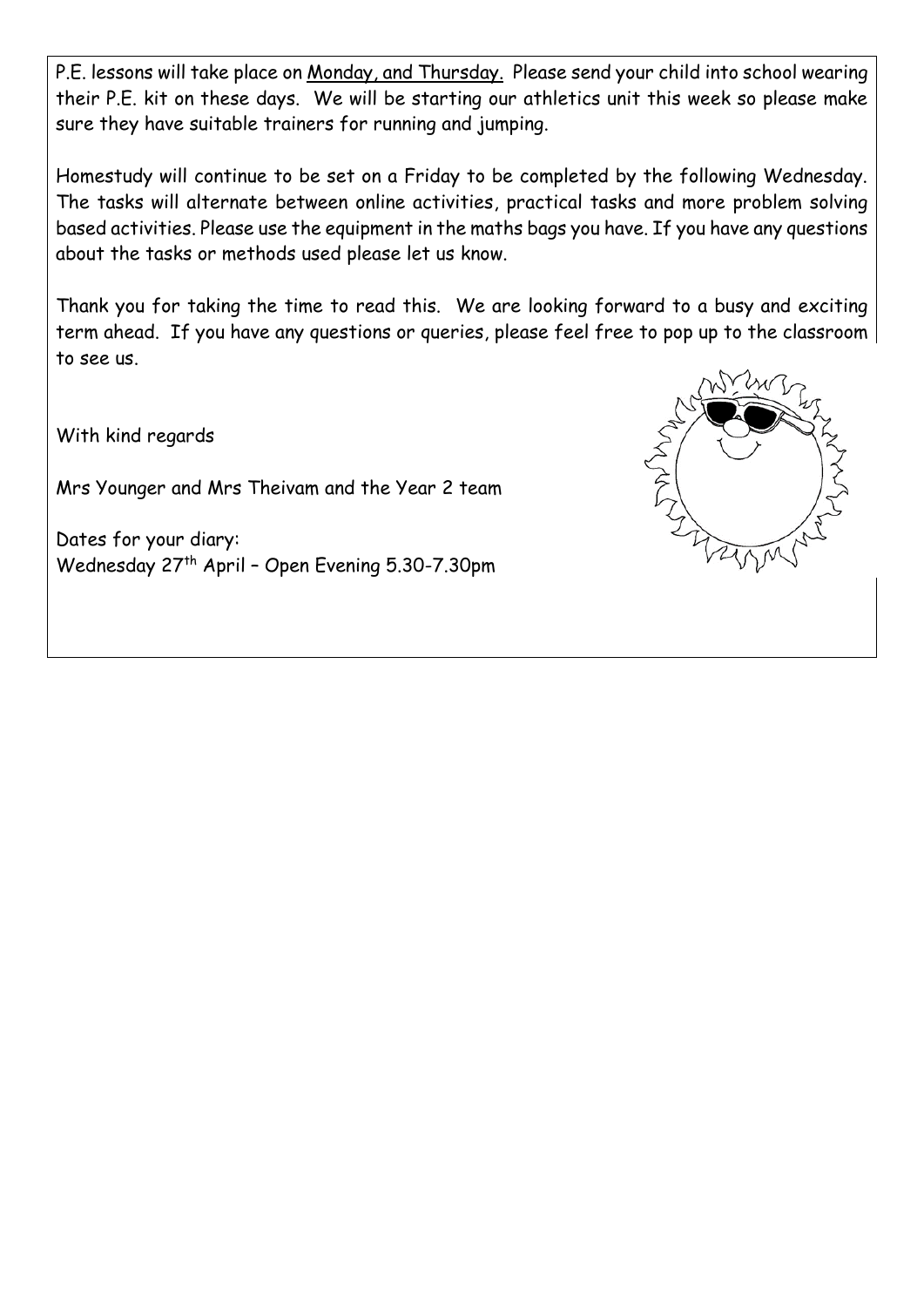P.E. lessons will take place on Monday, and Thursday. Please send your child into school wearing their P.E. kit on these days. We will be starting our athletics unit this week so please make sure they have suitable trainers for running and jumping.

Homestudy will continue to be set on a Friday to be completed by the following Wednesday. The tasks will alternate between online activities, practical tasks and more problem solving based activities. Please use the equipment in the maths bags you have. If you have any questions about the tasks or methods used please let us know.

Thank you for taking the time to read this. We are looking forward to a busy and exciting term ahead. If you have any questions or queries, please feel free to pop up to the classroom to see us.

With kind regards

Mrs Younger and Mrs Theivam and the Year 2 team

Dates for your diary:
Wednesday 27th April – Open Evening 5.30-7.30pm